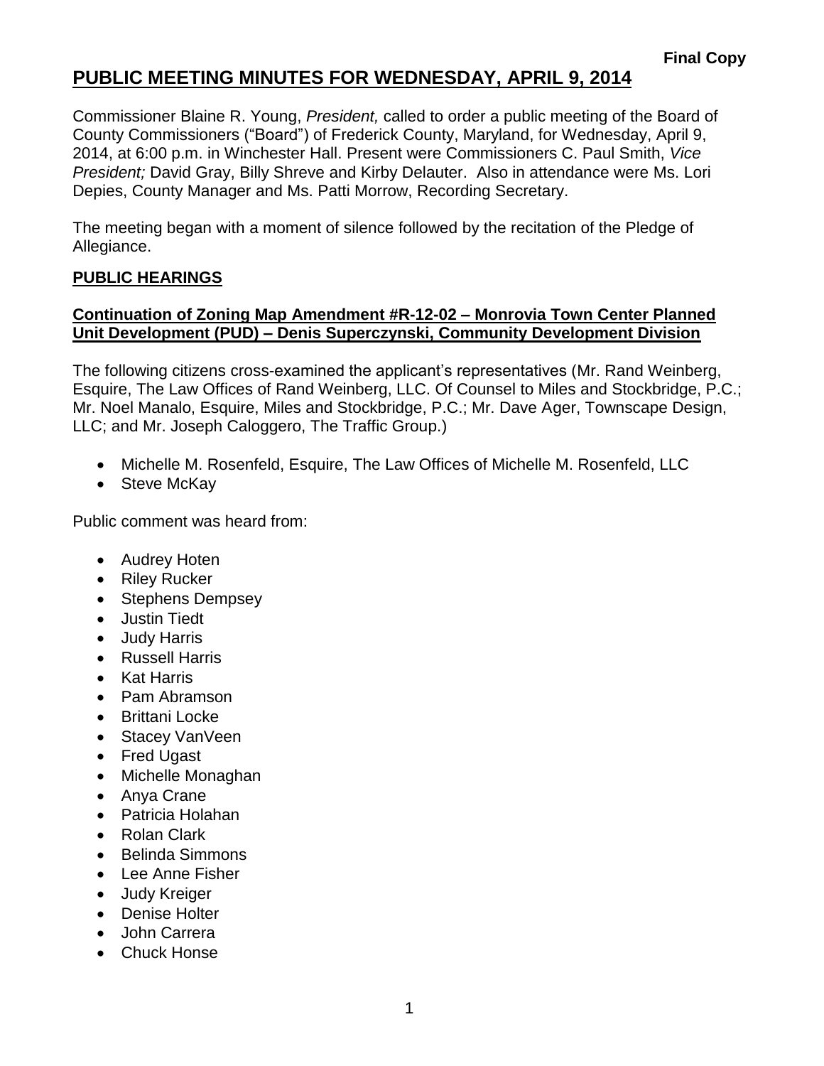**Final Copy**

# PUBLIC MEETING MINUTES FOR WEDNESDAY, APRIL 9, 2014

Commissioner Blaine R. Young, *President,* called to order a public meeting of the Board of County Commissioners ("Board") of Frederick County, Maryland, for Wednesday, April 9, 2014, at 6:00 p.m. in Winchester Hall. Present were Commissioners C. Paul Smith, *Vice President;* David Gray, Billy Shreve and Kirby Delauter. Also in attendance were Ms. Lori Depies, County Manager and Ms. Patti Morrow, Recording Secretary.

The meeting began with a moment of silence followed by the recitation of the Pledge of Allegiance.

## PUBLIC HEARINGS

### Continuation of Zoning Map Amendment #R-12-02 – Monrovia Town Center Planned Unit Development (PUD) – Denis Superczynski, Community Development Division

The following citizens cross-examined the applicant's representatives (Mr. Rand Weinberg, Esquire, The Law Offices of Rand Weinberg, LLC. Of Counsel to Miles and Stockbridge, P.C.; Mr. Noel Manalo, Esquire, Miles and Stockbridge, P.C.; Mr. Dave Ager, Townscape Design, LLC; and Mr. Joseph Caloggero, The Traffic Group.)

- Michelle M. Rosenfeld, Esquire, The Law Offices of Michelle M. Rosenfeld, LLC
- Steve McKay

Public comment was heard from:

- Audrey Hoten
- Riley Rucker
- Stephens Dempsey
- Justin Tiedt
- Judy Harris
- Russell Harris
- Kat Harris
- Pam Abramson
- Brittani Locke
- Stacey VanVeen
- Fred Ugast
- Michelle Monaghan
- Anya Crane
- Patricia Holahan
- Rolan Clark
- Belinda Simmons
- Lee Anne Fisher
- Judy Kreiger
- Denise Holter
- John Carrera
- Chuck Honse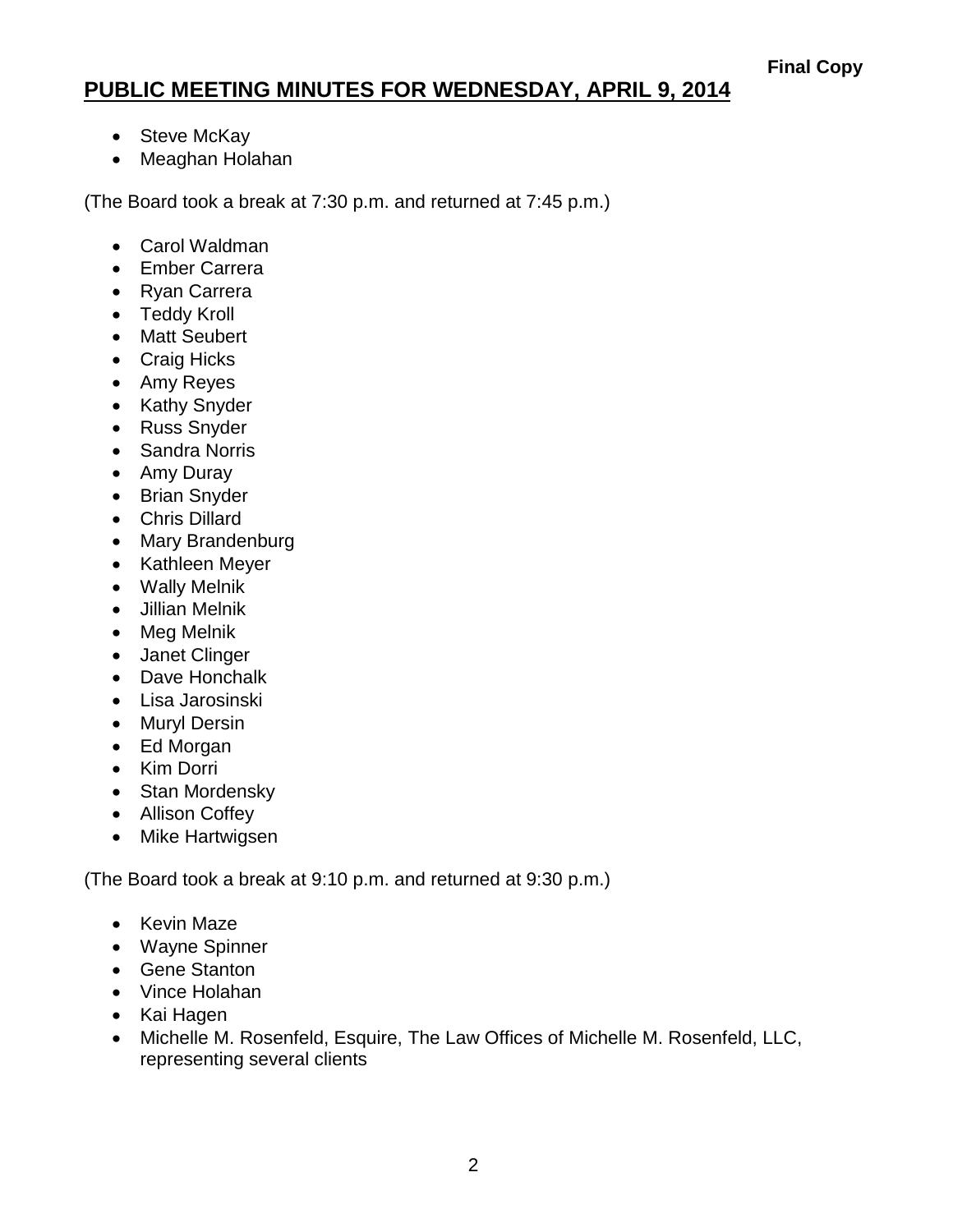**Final Copy**

# PUBLIC MEETING MINUTES FOR WEDNESDAY, APRIL 9, 2014

- Steve McKay
- Meaghan Holahan

(The Board took a break at 7:30 p.m. and returned at 7:45 p.m.)

- Carol Waldman
- Ember Carrera
- Ryan Carrera
- Teddy Kroll
- Matt Seubert
- Craig Hicks
- Amy Reyes
- Kathy Snyder
- Russ Snyder
- Sandra Norris
- Amy Duray
- Brian Snyder
- Chris Dillard
- Mary Brandenburg
- Kathleen Meyer
- Wally Melnik
- Jillian Melnik
- Meg Melnik
- Janet Clinger
- Dave Honchalk
- Lisa Jarosinski
- Muryl Dersin
- Ed Morgan
- Kim Dorri
- Stan Mordensky
- Allison Coffey
- Mike Hartwigsen

(The Board took a break at 9:10 p.m. and returned at 9:30 p.m.)

- Kevin Maze
- Wayne Spinner
- Gene Stanton
- Vince Holahan
- Kai Hagen
- Michelle M. Rosenfeld, Esquire, The Law Offices of Michelle M. Rosenfeld, LLC, representing several clients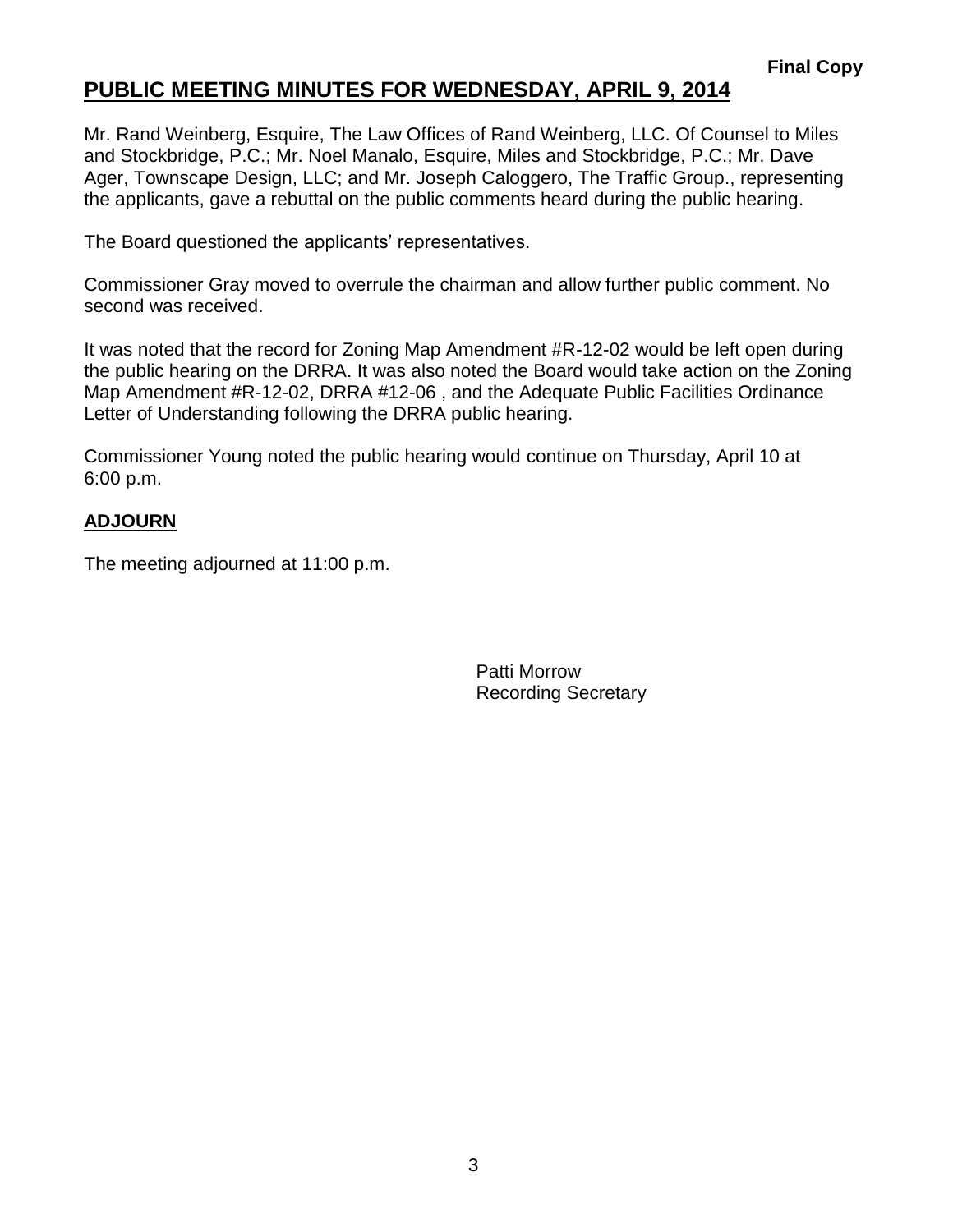**Final Copy**

# PUBLIC MEETING MINUTES FOR WEDNESDAY, APRIL 9, 2014

Mr. Rand Weinberg, Esquire, The Law Offices of Rand Weinberg, LLC. Of Counsel to Miles and Stockbridge, P.C.; Mr. Noel Manalo, Esquire, Miles and Stockbridge, P.C.; Mr. Dave Ager, Townscape Design, LLC; and Mr. Joseph Caloggero, The Traffic Group., representing the applicants, gave a rebuttal on the public comments heard during the public hearing.

The Board questioned the applicants' representatives.

Commissioner Gray moved to overrule the chairman and allow further public comment. No second was received.

It was noted that the record for Zoning Map Amendment #R-12-02 would be left open during the public hearing on the DRRA. It was also noted the Board would take action on the Zoning Map Amendment #R-12-02, DRRA #12-06 , and the Adequate Public Facilities Ordinance Letter of Understanding following the DRRA public hearing.

Commissioner Young noted the public hearing would continue on Thursday, April 10 at 6:00 p.m.

## ADJOURN

The meeting adjourned at 11:00 p.m.

Patti Morrow
Recording Secretary